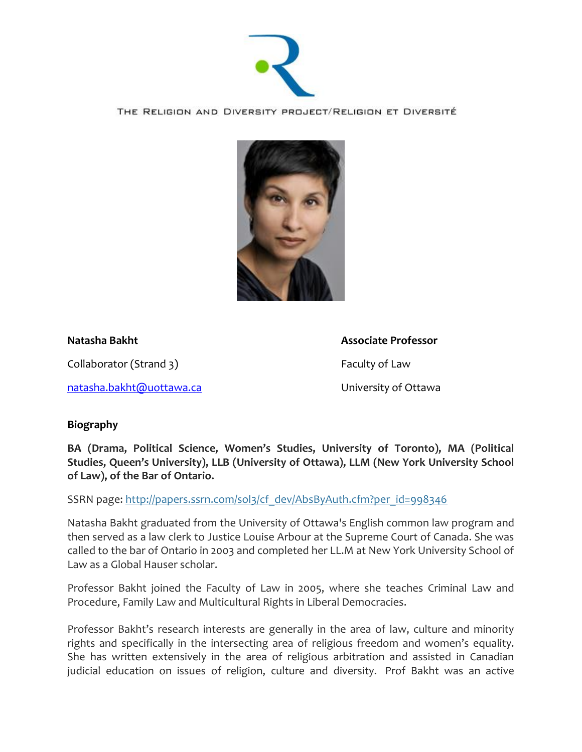THE RELIGION AND DIVERSITY PROJECT/RELIGION ET DIVERSITÉ

**Natasha Bakht**

Collaborator (Strand 3)

natasha.bakht@uottawa.ca

**Associate Professor**

Faculty of Law

University of Ottawa

**Biography**

**BA (Drama, Political Science, Women's Studies, University of Toronto), MA (Political Studies, Queen's University), LLB (University of Ottawa), LLM (New York University School of Law), of the Bar of Ontario.**

SSRN page: http://papers.ssrn.com/sol3/cf_dev/AbsByAuth.cfm?per_id=998346

Natasha Bakht graduated from the University of Ottawa's English common law program and then served as a law clerk to Justice Louise Arbour at the Supreme Court of Canada. She was called to the bar of Ontario in 2003 and completed her LL.M at New York University School of Law as a Global Hauser scholar.

Professor Bakht joined the Faculty of Law in 2005, where she teaches Criminal Law and Procedure, Family Law and Multicultural Rights in Liberal Democracies.

Professor Bakht's research interests are generally in the area of law, culture and minority rights and specifically in the intersecting area of religious freedom and women's equality. She has written extensively in the area of religious arbitration and assisted in Canadian judicial education on issues of religion, culture and diversity. Prof Bakht was an active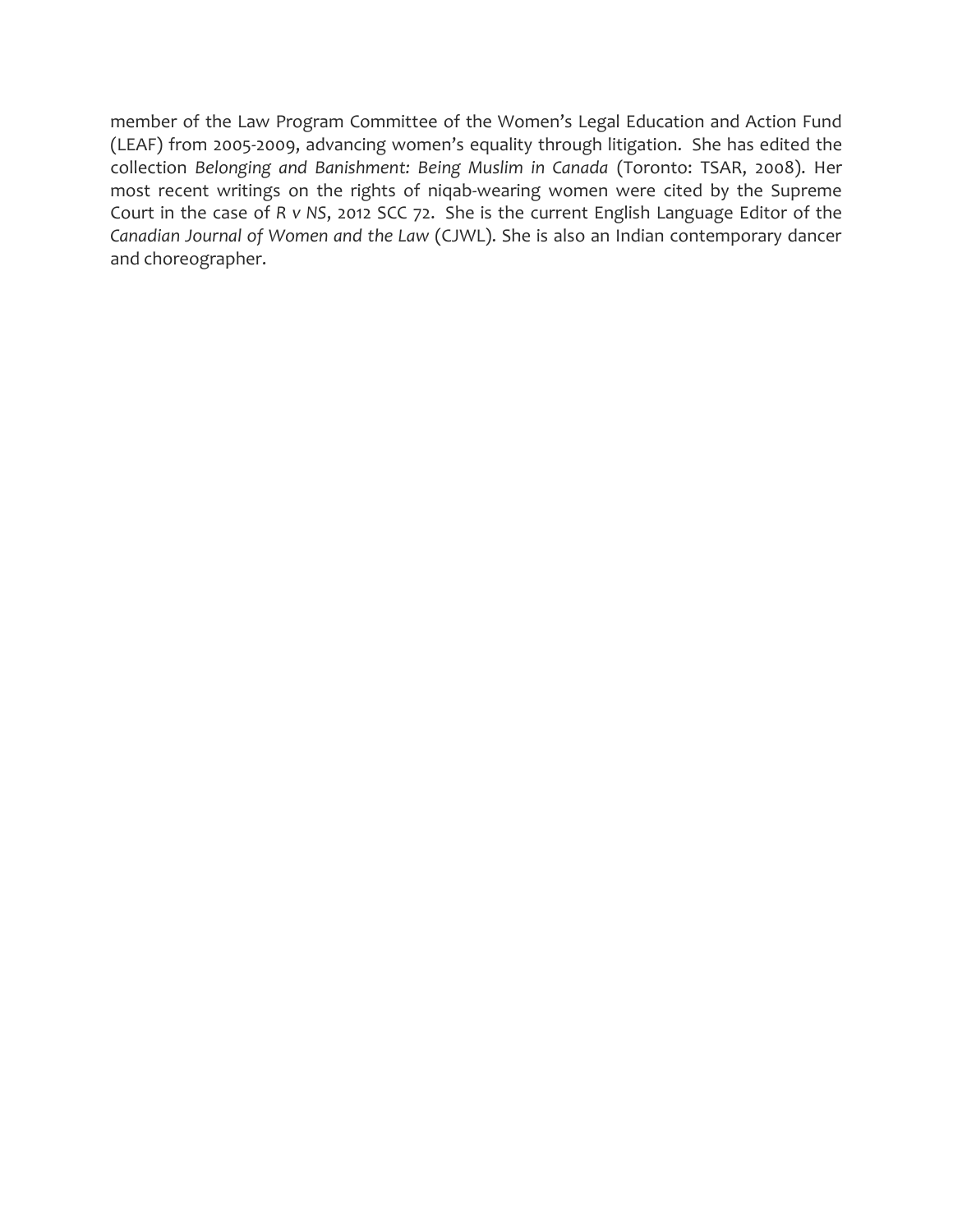member of the Law Program Committee of the Women's Legal Education and Action Fund (LEAF) from 2005-2009, advancing women's equality through litigation. She has edited the collection *Belonging and Banishment: Being Muslim in Canada* (Toronto: TSAR, 2008). Her most recent writings on the rights of niqab-wearing women were cited by the Supreme Court in the case of *R v NS*, 2012 SCC 72. She is the current English Language Editor of the *Canadian Journal of Women and the Law* (CJWL). She is also an Indian contemporary dancer and choreographer.